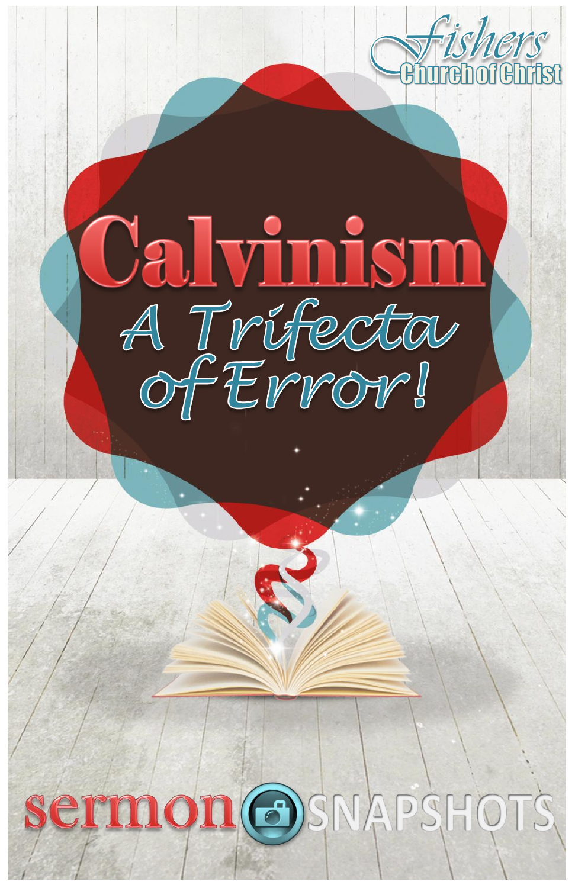Fishers Church of Christ

# Calvinism

## A Trifecta of Error!

sermon SNAPSHOTS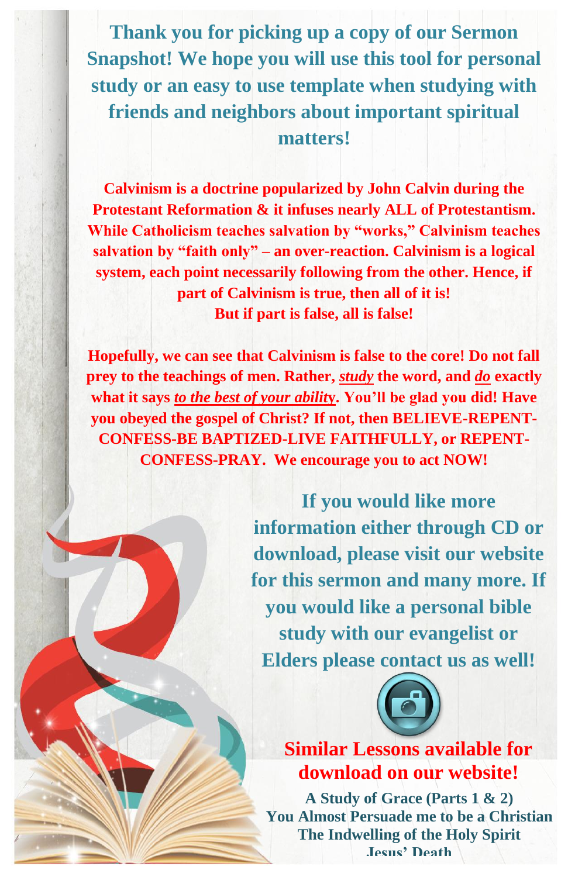**Thank you for picking up a copy of our Sermon Snapshot! We hope you will use this tool for personal study or an easy to use template when studying with friends and neighbors about important spiritual matters!**

**Calvinism is a doctrine popularized by John Calvin during the Protestant Reformation & it infuses nearly ALL of Protestantism. While Catholicism teaches salvation by "works," Calvinism teaches salvation by "faith only" – an over-reaction. Calvinism is a logical system, each point necessarily following from the other. Hence, if part of Calvinism is true, then all of it is! But if part is false, all is false!**

**Hopefully, we can see that Calvinism is false to the core! Do not fall prey to the teachings of men. Rather, *study* the word, and *do* exactly what it says *to the best of your ability*. You'll be glad you did! Have you obeyed the gospel of Christ? If not, then BELIEVE-REPENT-CONFESS-BE BAPTIZED-LIVE FAITHFULLY, or REPENT-CONFESS-PRAY. We encourage you to act NOW!**

**If you would like more information either through CD or download, please visit our website for this sermon and many more. If you would like a personal bible study with our evangelist or Elders please contact us as well!**

## Similar Lessons available for download on our website!

**A Study of Grace (Parts 1 & 2)**
**You Almost Persuade me to be a Christian**
**The Indwelling of the Holy Spirit**
**Jesus' Death**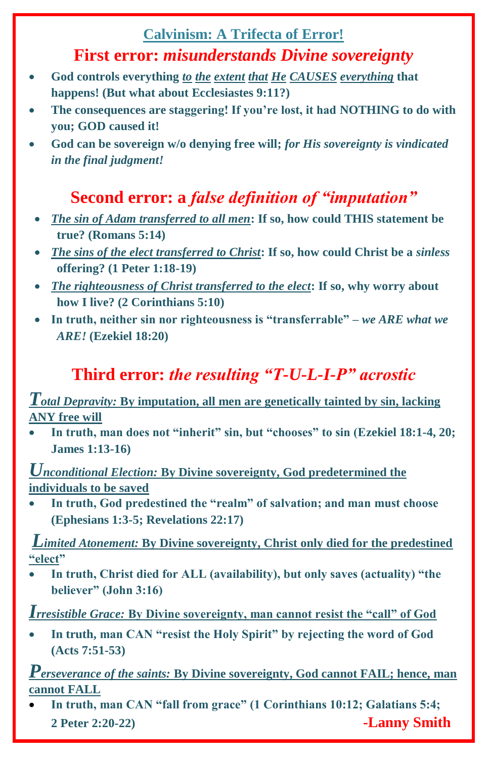# Calvinism: A Trifecta of Error!

## First error: *misunderstands Divine sovereignty*

- **God controls everything *to the extent that He CAUSES everything* that happens! (But what about Ecclesiastes 9:11?)**
- **The consequences are staggering! If you're lost, it had NOTHING to do with you; GOD caused it!**
- **God can be sovereign w/o denying free will; *for His sovereignty is vindicated in the final judgment!***

## Second error: a *false definition of "imputation"*

- ***The sin of Adam transferred to all men*: If so, how could THIS statement be true? (Romans 5:14)**
- ***The sins of the elect transferred to Christ*: If so, how could Christ be a *sinless* offering? (1 Peter 1:18-19)**
- ***The righteousness of Christ transferred to the elect*: If so, why worry about how I live? (2 Corinthians 5:10)**
- **In truth, neither sin nor righteousness is "transferrable" – *we ARE what we ARE!* (Ezekiel 18:20)**

## Third error: *the resulting "T-U-L-I-P" acrostic*

***Total Depravity:* By imputation, all men are genetically tainted by sin, lacking ANY free will**

- **In truth, man does not "inherit" sin, but "chooses" to sin (Ezekiel 18:1-4, 20; James 1:13-16)**

***Unconditional Election:* By Divine sovereignty, God predetermined the individuals to be saved**

- **In truth, God predestined the "realm" of salvation; and man must choose (Ephesians 1:3-5; Revelations 22:17)**

***Limited Atonement:* By Divine sovereignty, Christ only died for the predestined "elect"**

- **In truth, Christ died for ALL (availability), but only saves (actuality) "the believer" (John 3:16)**

***Irresistible Grace:* By Divine sovereignty, man cannot resist the "call" of God**

- **In truth, man CAN "resist the Holy Spirit" by rejecting the word of God (Acts 7:51-53)**

***Perseverance of the saints:* By Divine sovereignty, God cannot FAIL; hence, man cannot FALL**

- **In truth, man CAN "fall from grace" (1 Corinthians 10:12; Galatians 5:4; 2 Peter 2:20-22)**

**-Lanny Smith**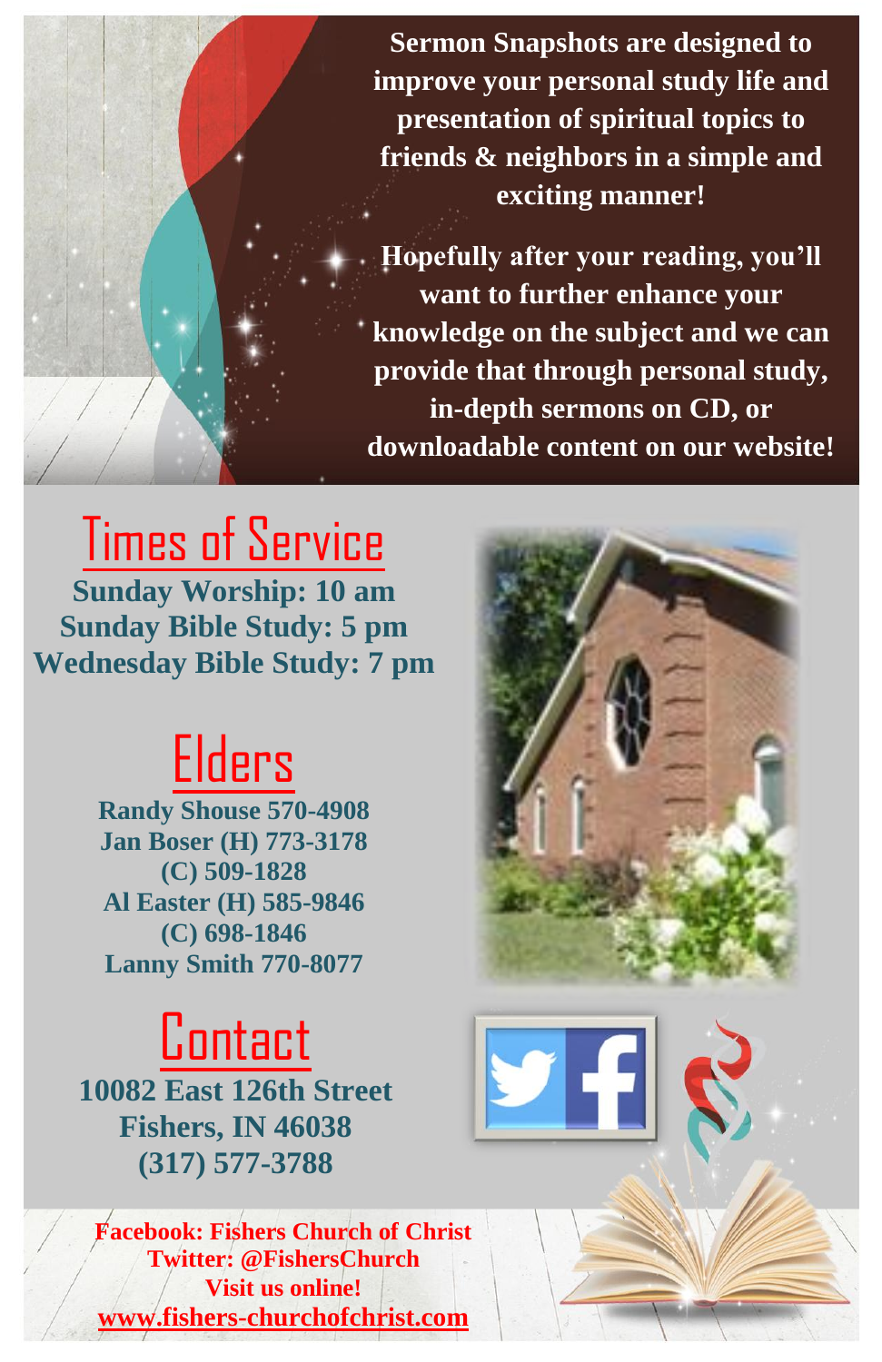**Sermon Snapshots are designed to improve your personal study life and presentation of spiritual topics to friends & neighbors in a simple and exciting manner!**

**Hopefully after your reading, you'll want to further enhance your knowledge on the subject and we can provide that through personal study, in-depth sermons on CD, or downloadable content on our website!**

## Times of Service

**Sunday Worship: 10 am**
**Sunday Bible Study: 5 pm**
**Wednesday Bible Study: 7 pm**

## Elders

**Randy Shouse 570-4908**
**Jan Boser (H) 773-3178**
**(C) 509-1828**
**Al Easter (H) 585-9846**
**(C) 698-1846**
**Lanny Smith 770-8077**

## Contact

**10082 East 126th Street**
**Fishers, IN 46038**
**(317) 577-3788**

**Facebook: Fishers Church of Christ**
**Twitter: @FishersChurch**
**Visit us online!**
**www.fishers-churchofchrist.com**